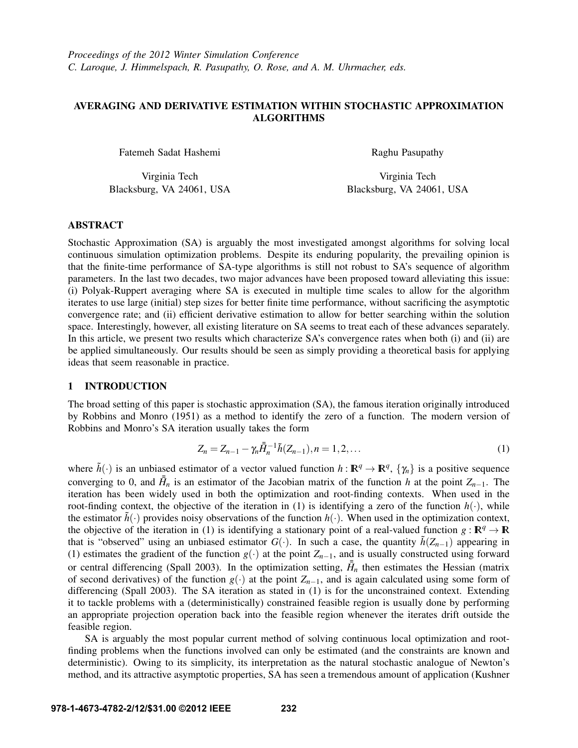*Proceedings of the 2012 Winter Simulation Conference*
*C. Laroque, J. Himmelspach, R. Pasupathy, O. Rose, and A. M. Uhrmacher, eds.*

# AVERAGING AND DERIVATIVE ESTIMATION WITHIN STOCHASTIC APPROXIMATION ALGORITHMS

Fatemeh Sadat Hashemi
Virginia Tech
Blacksburg, VA 24061, USA

Raghu Pasupathy
Virginia Tech
Blacksburg, VA 24061, USA

## ABSTRACT

Stochastic Approximation (SA) is arguably the most investigated amongst algorithms for solving local continuous simulation optimization problems. Despite its enduring popularity, the prevailing opinion is that the finite-time performance of SA-type algorithms is still not robust to SA's sequence of algorithm parameters. In the last two decades, two major advances have been proposed toward alleviating this issue: (i) Polyak-Ruppert averaging where SA is executed in multiple time scales to allow for the algorithm iterates to use large (initial) step sizes for better finite time performance, without sacrificing the asymptotic convergence rate; and (ii) efficient derivative estimation to allow for better searching within the solution space. Interestingly, however, all existing literature on SA seems to treat each of these advances separately. In this article, we present two results which characterize SA's convergence rates when both (i) and (ii) are be applied simultaneously. Our results should be seen as simply providing a theoretical basis for applying ideas that seem reasonable in practice.

## 1 INTRODUCTION

The broad setting of this paper is stochastic approximation (SA), the famous iteration originally introduced by Robbins and Monro (1951) as a method to identify the zero of a function. The modern version of Robbins and Monro's SA iteration usually takes the form

$$Z_n = Z_{n-1} - \gamma_n \bar{\bar{H}}_n^{-1} \tilde{h}(Z_{n-1}), n = 1, 2, \dots \tag{1}$$

where $\tilde{h}(\cdot)$ is an unbiased estimator of a vector valued function $h : \mathbb{R}^q \to \mathbb{R}^q$, $\{\gamma_n\}$ is a positive sequence converging to 0, and $\bar{\bar{H}}_n$ is an estimator of the Jacobian matrix of the function $h$ at the point $Z_{n-1}$. The iteration has been widely used in both the optimization and root-finding contexts. When used in the root-finding context, the objective of the iteration in (1) is identifying a zero of the function $h(\cdot)$, while the estimator $\tilde{h}(\cdot)$ provides noisy observations of the function $h(\cdot)$. When used in the optimization context, the objective of the iteration in (1) is identifying a stationary point of a real-valued function $g : \mathbb{R}^q \to \mathbb{R}$ that is "observed" using an unbiased estimator $G(\cdot)$. In such a case, the quantity $\tilde{h}(Z_{n-1})$ appearing in (1) estimates the gradient of the function $g(\cdot)$ at the point $Z_{n-1}$, and is usually constructed using forward or central differencing (Spall 2003). In the optimization setting, $\bar{\bar{H}}_n$ then estimates the Hessian (matrix of second derivatives) of the function $g(\cdot)$ at the point $Z_{n-1}$, and is again calculated using some form of differencing (Spall 2003). The SA iteration as stated in (1) is for the unconstrained context. Extending it to tackle problems with a (deterministically) constrained feasible region is usually done by performing an appropriate projection operation back into the feasible region whenever the iterates drift outside the feasible region.

SA is arguably the most popular current method of solving continuous local optimization and root-finding problems when the functions involved can only be estimated (and the constraints are known and deterministic). Owing to its simplicity, its interpretation as the natural stochastic analogue of Newton's method, and its attractive asymptotic properties, SA has seen a tremendous amount of application (Kushner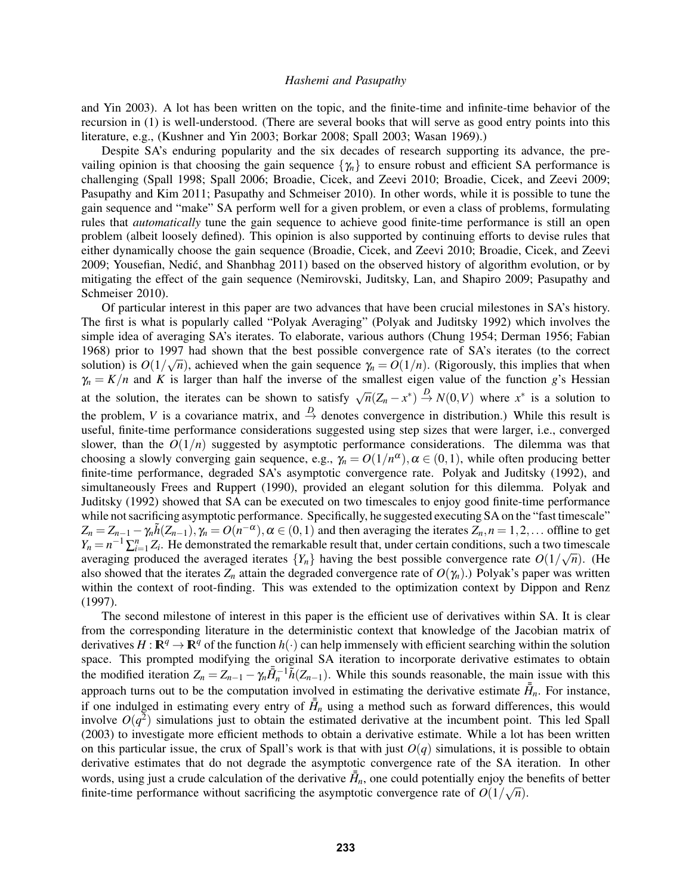and Yin 2003). A lot has been written on the topic, and the finite-time and infinite-time behavior of the recursion in (1) is well-understood. (There are several books that will serve as good entry points into this literature, e.g., (Kushner and Yin 2003; Borkar 2008; Spall 2003; Wasan 1969).)

Despite SA's enduring popularity and the six decades of research supporting its advance, the prevailing opinion is that choosing the gain sequence $\{\gamma_n\}$ to ensure robust and efficient SA performance is challenging (Spall 1998; Spall 2006; Broadie, Cicek, and Zeevi 2010; Broadie, Cicek, and Zeevi 2009; Pasupathy and Kim 2011; Pasupathy and Schmeiser 2010). In other words, while it is possible to tune the gain sequence and "make" SA perform well for a given problem, or even a class of problems, formulating rules that *automatically* tune the gain sequence to achieve good finite-time performance is still an open problem (albeit loosely defined). This opinion is also supported by continuing efforts to devise rules that either dynamically choose the gain sequence (Broadie, Cicek, and Zeevi 2010; Broadie, Cicek, and Zeevi 2009; Yousefian, Nedić, and Shanbhag 2011) based on the observed history of algorithm evolution, or by mitigating the effect of the gain sequence (Nemirovski, Juditsky, Lan, and Shapiro 2009; Pasupathy and Schmeiser 2010).

Of particular interest in this paper are two advances that have been crucial milestones in SA's history. The first is what is popularly called "Polyak Averaging" (Polyak and Juditsky 1992) which involves the simple idea of averaging SA's iterates. To elaborate, various authors (Chung 1954; Derman 1956; Fabian 1968) prior to 1997 had shown that the best possible convergence rate of SA's iterates (to the correct solution) is $O(1/\sqrt{n})$, achieved when the gain sequence $\gamma_n = O(1/n)$. (Rigorously, this implies that when $\gamma_n = K/n$ and $K$ is larger than half the inverse of the smallest eigen value of the function $g$'s Hessian at the solution, the iterates can be shown to satisfy $\sqrt{n}(Z_n - x^*) \xrightarrow{D} N(0,V)$ where $x^*$ is a solution to the problem, $V$ is a covariance matrix, and $\xrightarrow{D}$ denotes convergence in distribution.) While this result is useful, finite-time performance considerations suggested using step sizes that were larger, i.e., converged slower, than the $O(1/n)$ suggested by asymptotic performance considerations. The dilemma was that choosing a slowly converging gain sequence, e.g., $\gamma_n = O(1/n^{\alpha}), \alpha \in (0,1)$, while often producing better finite-time performance, degraded SA's asymptotic convergence rate. Polyak and Juditsky (1992), and simultaneously Frees and Ruppert (1990), provided an elegant solution for this dilemma. Polyak and Juditsky (1992) showed that SA can be executed on two timescales to enjoy good finite-time performance while not sacrificing asymptotic performance. Specifically, he suggested executing SA on the "fast timescale" $Z_n = Z_{n-1} - \gamma_n \tilde{h}(Z_{n-1}), \gamma_n = O(n^{-\alpha}), \alpha \in (0,1)$ and then averaging the iterates $Z_n, n = 1,2,\ldots$ offline to get $Y_n = n^{-1}\sum_{i=1}^{n} Z_i$. He demonstrated the remarkable result that, under certain conditions, such a two timescale averaging produced the averaged iterates $\{Y_n\}$ having the best possible convergence rate $O(1/\sqrt{n})$. (He also showed that the iterates $Z_n$ attain the degraded convergence rate of $O(\gamma_n)$.) Polyak's paper was written within the context of root-finding. This was extended to the optimization context by Dippon and Renz (1997).

The second milestone of interest in this paper is the efficient use of derivatives within SA. It is clear from the corresponding literature in the deterministic context that knowledge of the Jacobian matrix of derivatives $H : \mathbb{R}^q \to \mathbb{R}^q$ of the function $h(\cdot)$ can help immensely with efficient searching within the solution space. This prompted modifying the original SA iteration to incorporate derivative estimates to obtain the modified iteration $Z_n = Z_{n-1} - \gamma_n \bar{\bar{H}}_n^{-1} \tilde{h}(Z_{n-1})$. While this sounds reasonable, the main issue with this approach turns out to be the computation involved in estimating the derivative estimate $\bar{\bar{H}}_n$. For instance, if one indulged in estimating every entry of $\bar{\bar{H}}_n$ using a method such as forward differences, this would involve $O(q^2)$ simulations just to obtain the estimated derivative at the incumbent point. This led Spall (2003) to investigate more efficient methods to obtain a derivative estimate. While a lot has been written on this particular issue, the crux of Spall's work is that with just $O(q)$ simulations, it is possible to obtain derivative estimates that do not degrade the asymptotic convergence rate of the SA iteration. In other words, using just a crude calculation of the derivative $\bar{\bar{H}}_n$, one could potentially enjoy the benefits of better finite-time performance without sacrificing the asymptotic convergence rate of $O(1/\sqrt{n})$.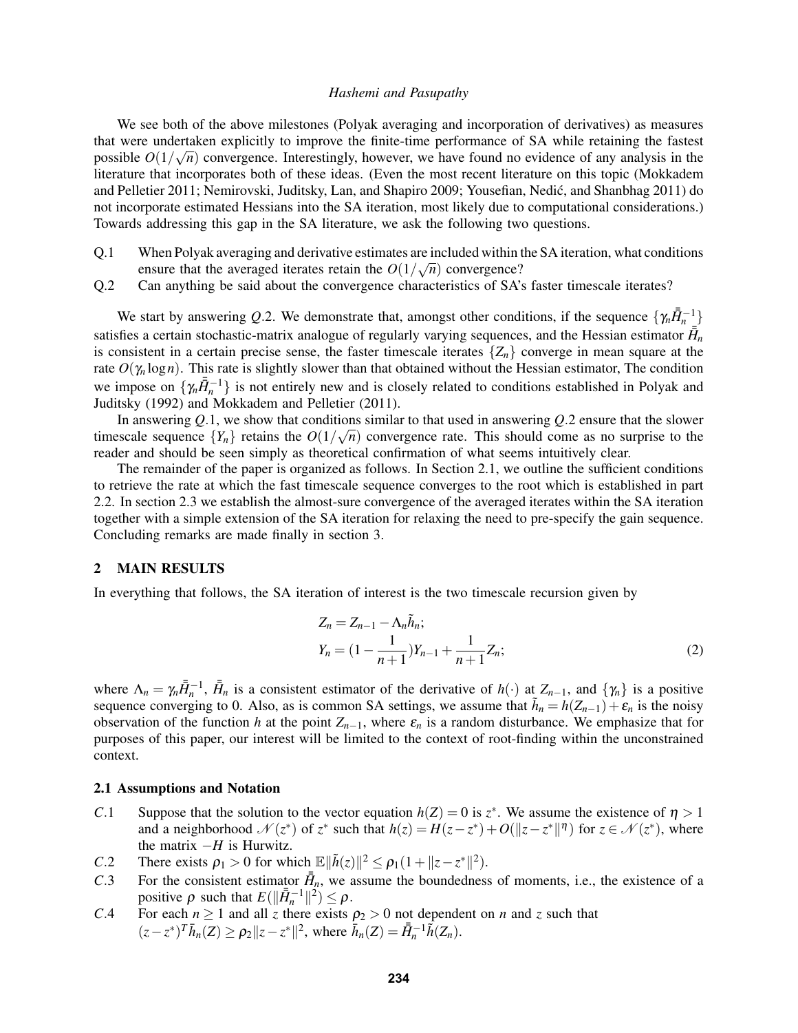We see both of the above milestones (Polyak averaging and incorporation of derivatives) as measures that were undertaken explicitly to improve the finite-time performance of SA while retaining the fastest possible $O(1/\sqrt{n})$ convergence. Interestingly, however, we have found no evidence of any analysis in the literature that incorporates both of these ideas. (Even the most recent literature on this topic (Mokkadem and Pelletier 2011; Nemirovski, Juditsky, Lan, and Shapiro 2009; Yousefian, Nedić, and Shanbhag 2011) do not incorporate estimated Hessians into the SA iteration, most likely due to computational considerations.) Towards addressing this gap in the SA literature, we ask the following two questions.

- Q.1 When Polyak averaging and derivative estimates are included within the SA iteration, what conditions ensure that the averaged iterates retain the $O(1/\sqrt{n})$ convergence?
- Q.2 Can anything be said about the convergence characteristics of SA's faster timescale iterates?

We start by answering *Q*.2. We demonstrate that, amongst other conditions, if the sequence $\{\gamma_n \bar{\bar{H}}_n^{-1}\}$ satisfies a certain stochastic-matrix analogue of regularly varying sequences, and the Hessian estimator $\bar{\bar{H}}_n$ is consistent in a certain precise sense, the faster timescale iterates $\{Z_n\}$ converge in mean square at the rate $O(\gamma_n \log n)$. This rate is slightly slower than that obtained without the Hessian estimator, The condition we impose on $\{\gamma_n \bar{\bar{H}}_n^{-1}\}$ is not entirely new and is closely related to conditions established in Polyak and Juditsky (1992) and Mokkadem and Pelletier (2011).

In answering *Q*.1, we show that conditions similar to that used in answering *Q*.2 ensure that the slower timescale sequence $\{Y_n\}$ retains the $O(1/\sqrt{n})$ convergence rate. This should come as no surprise to the reader and should be seen simply as theoretical confirmation of what seems intuitively clear.

The remainder of the paper is organized as follows. In Section 2.1, we outline the sufficient conditions to retrieve the rate at which the fast timescale sequence converges to the root which is established in part 2.2. In section 2.3 we establish the almost-sure convergence of the averaged iterates within the SA iteration together with a simple extension of the SA iteration for relaxing the need to pre-specify the gain sequence. Concluding remarks are made finally in section 3.

## 2 MAIN RESULTS

In everything that follows, the SA iteration of interest is the two timescale recursion given by

$$
\begin{aligned}
Z_n &= Z_{n-1} - \Lambda_n \tilde{h}_n; \\
Y_n &= (1 - \frac{1}{n+1})Y_{n-1} + \frac{1}{n+1} Z_n;
\end{aligned}
\tag{2}
$$

where $\Lambda_n = \gamma_n \bar{\bar{H}}_n^{-1}$, $\bar{\bar{H}}_n$ is a consistent estimator of the derivative of $h(\cdot)$ at $Z_{n-1}$, and $\{\gamma_n\}$ is a positive sequence converging to 0. Also, as is common SA settings, we assume that $\tilde{h}_n = h(Z_{n-1}) + \varepsilon_n$ is the noisy observation of the function $h$ at the point $Z_{n-1}$, where $\varepsilon_n$ is a random disturbance. We emphasize that for purposes of this paper, our interest will be limited to the context of root-finding within the unconstrained context.

### 2.1 Assumptions and Notation

- *C*.1 Suppose that the solution to the vector equation $h(Z) = 0$ is $z^*$. We assume the existence of $\eta > 1$ and a neighborhood $\mathcal{N}(z^*)$ of $z^*$ such that $h(z) = H(z - z^*) + O(\|z - z^*\|^\eta)$ for $z \in \mathcal{N}(z^*)$, where the matrix $-H$ is Hurwitz.
- *C*.2 There exists $\rho_1 > 0$ for which $\mathbb{E}\|\tilde{h}(z)\|^2 \leq \rho_1(1 + \|z - z^*\|^2)$.
- *C*.3 For the consistent estimator $\bar{\bar{H}}_n$, we assume the boundedness of moments, i.e., the existence of a positive $\rho$ such that $E(\|\bar{\bar{H}}_n^{-1}\|^2) \leq \rho$.
- *C*.4 For each $n \geq 1$ and all $z$ there exists $\rho_2 > 0$ not dependent on $n$ and $z$ such that $(z - z^*)^T \bar{h}_n(Z) \geq \rho_2 \|z - z^*\|^2$, where $\bar{h}_n(Z) = \bar{\bar{H}}_n^{-1} \tilde{h}(Z_n)$.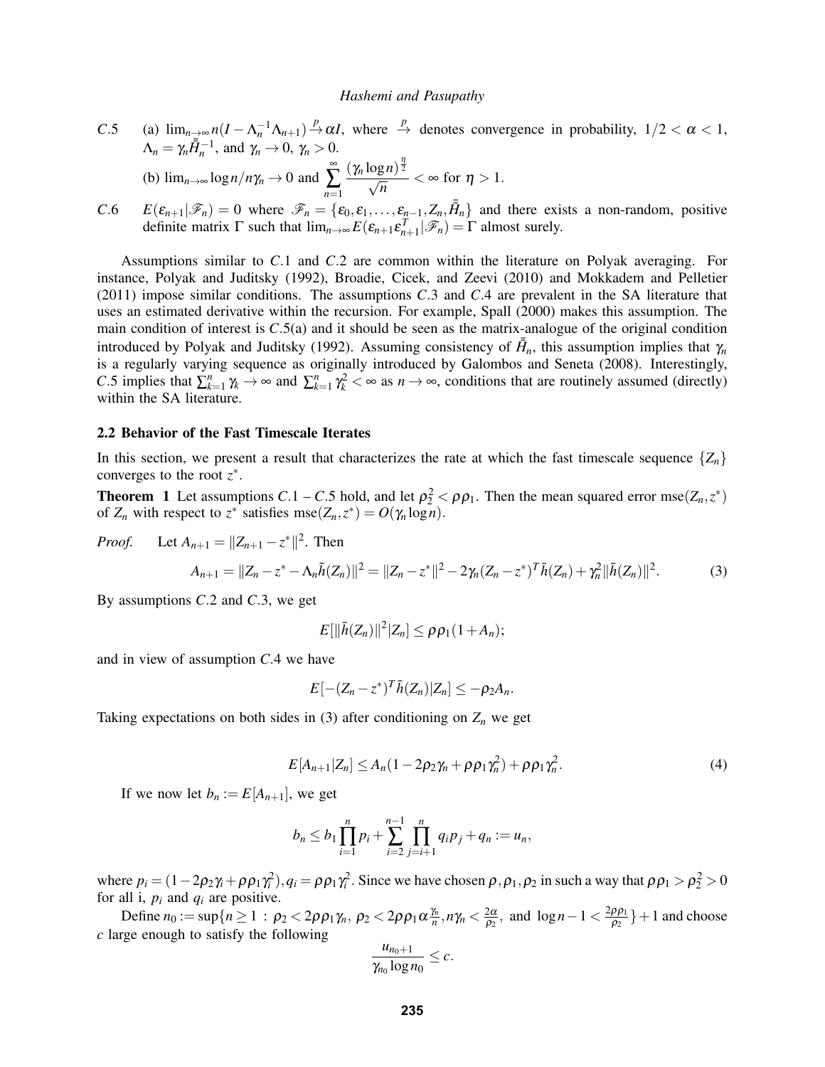*C*.5 (a) $\lim_{n\to\infty} n(I - \Lambda_n^{-1}\Lambda_{n+1}) \xrightarrow{p} \alpha I$, where $\xrightarrow{p}$ denotes convergence in probability, $1/2 < \alpha < 1$, $\Lambda_n = \gamma_n \bar{\bar{H}}_n^{-1}$, and $\gamma_n \to 0$, $\gamma_n > 0$.

(b) $\lim_{n\to\infty} \log n / n\gamma_n \to 0$ and $\sum_{n=1}^{\infty} \frac{(\gamma_n \log n)^{\frac{\eta}{2}}}{\sqrt{n}} < \infty$ for $\eta > 1$.

*C*.6 $E(\varepsilon_{n+1}|\mathscr{F}_n) = 0$ where $\mathscr{F}_n = \{\varepsilon_0, \varepsilon_1, \ldots, \varepsilon_{n-1}, Z_n, \bar{\bar{H}}_n\}$ and there exists a non-random, positive definite matrix $\Gamma$ such that $\lim_{n\to\infty} E(\varepsilon_{n+1}\varepsilon_{n+1}^T|\mathscr{F}_n) = \Gamma$ almost surely.

Assumptions similar to *C*.1 and *C*.2 are common within the literature on Polyak averaging. For instance, Polyak and Juditsky (1992), Broadie, Cicek, and Zeevi (2010) and Mokkadem and Pelletier (2011) impose similar conditions. The assumptions *C*.3 and *C*.4 are prevalent in the SA literature that uses an estimated derivative within the recursion. For example, Spall (2000) makes this assumption. The main condition of interest is *C*.5(a) and it should be seen as the matrix-analogue of the original condition introduced by Polyak and Juditsky (1992). Assuming consistency of $\bar{\bar{H}}_n$, this assumption implies that $\gamma_n$ is a regularly varying sequence as originally introduced by Galombos and Seneta (2008). Interestingly, *C*.5 implies that $\sum_{k=1}^{n} \gamma_k \to \infty$ and $\sum_{k=1}^{n} \gamma_k^2 < \infty$ as $n \to \infty$, conditions that are routinely assumed (directly) within the SA literature.

### 2.2 Behavior of the Fast Timescale Iterates

In this section, we present a result that characterizes the rate at which the fast timescale sequence $\{Z_n\}$ converges to the root $z^*$.

**Theorem 1** Let assumptions *C*.1 – *C*.5 hold, and let $\rho_2^2 < \rho\rho_1$. Then the mean squared error $\text{mse}(Z_n, z^*)$ of $Z_n$ with respect to $z^*$ satisfies $\text{mse}(Z_n, z^*) = O(\gamma_n \log n)$.

*Proof.* Let $A_{n+1} = \|Z_{n+1} - z^*\|^2$. Then

$$A_{n+1} = \|Z_n - z^* - \Lambda_n \tilde{h}(Z_n)\|^2 = \|Z_n - z^*\|^2 - 2\gamma_n (Z_n - z^*)^T \bar{h}(Z_n) + \gamma_n^2 \|\bar{h}(Z_n)\|^2. \tag{3}$$

By assumptions *C*.2 and *C*.3, we get

$$E[\|\bar{h}(Z_n)\|^2 | Z_n] \leq \rho\rho_1(1 + A_n);$$

and in view of assumption *C*.4 we have

$$E[-(Z_n - z^*)^T \bar{h}(Z_n) | Z_n] \leq -\rho_2 A_n.$$

Taking expectations on both sides in (3) after conditioning on $Z_n$ we get

$$E[A_{n+1}|Z_n] \leq A_n(1 - 2\rho_2\gamma_n + \rho\rho_1\gamma_n^2) + \rho\rho_1\gamma_n^2. \tag{4}$$

If we now let $b_n := E[A_{n+1}]$, we get

$$b_n \leq b_1 \prod_{i=1}^{n} p_i + \sum_{i=2}^{n-1} \prod_{j=i+1}^{n} q_i p_j + q_n := u_n,$$

where $p_i = (1 - 2\rho_2\gamma_i + \rho\rho_1\gamma_i^2), q_i = \rho\rho_1\gamma_i^2$. Since we have chosen $\rho, \rho_1, \rho_2$ in such a way that $\rho\rho_1 > \rho_2^2 > 0$ for all i, $p_i$ and $q_i$ are positive.

Define $n_0 := \sup\{n \geq 1 : \rho_2 < 2\rho\rho_1\gamma_n,\ \rho_2 < 2\rho\rho_1\alpha\frac{\gamma_n}{n}, n\gamma_n < \frac{2\alpha}{\rho_2},$ and $\log n - 1 < \frac{2\rho\rho_1}{\rho_2}\} + 1$ and choose $c$ large enough to satisfy the following

$$\frac{u_{n_0+1}}{\gamma_{n_0}\log n_0} \leq c.$$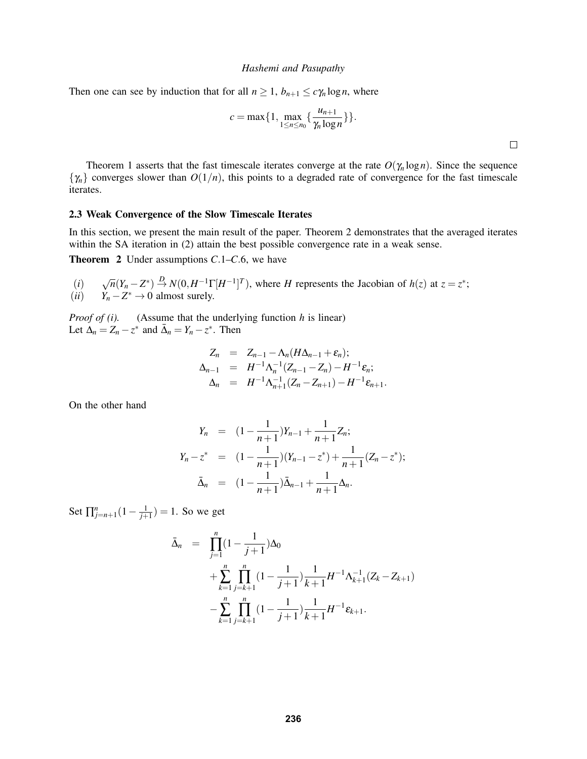Then one can see by induction that for all $n \geq 1$, $b_{n+1} \leq c\gamma_n \log n$, where

$$c = \max\{1, \max_{1 \leq n \leq n_0} \{\frac{u_{n+1}}{\gamma_n \log n}\}\}.$$

□

Theorem 1 asserts that the fast timescale iterates converge at the rate $O(\gamma_n \log n)$. Since the sequence $\{\gamma_n\}$ converges slower than $O(1/n)$, this points to a degraded rate of convergence for the fast timescale iterates.

### 2.3 Weak Convergence of the Slow Timescale Iterates

In this section, we present the main result of the paper. Theorem 2 demonstrates that the averaged iterates within the SA iteration in (2) attain the best possible convergence rate in a weak sense.

**Theorem 2** Under assumptions *C*.1–*C*.6, we have

$(i)$ $\sqrt{n}(Y_n - Z^*) \xrightarrow{D} N(0, H^{-1}\Gamma[H^{-1}]^T)$, where $H$ represents the Jacobian of $h(z)$ at $z = z^*$;
$(ii)$ $Y_n - Z^* \to 0$ almost surely.

*Proof of (i).* (Assume that the underlying function $h$ is linear)
Let $\Delta_n = Z_n - z^*$ and $\bar{\Delta}_n = Y_n - z^*$. Then

$$\begin{aligned}
Z_n &= Z_{n-1} - \Lambda_n(H\Delta_{n-1} + \varepsilon_n); \\
\Delta_{n-1} &= H^{-1}\Lambda_n^{-1}(Z_{n-1} - Z_n) - H^{-1}\varepsilon_n; \\
\Delta_n &= H^{-1}\Lambda_{n+1}^{-1}(Z_n - Z_{n+1}) - H^{-1}\varepsilon_{n+1}.
\end{aligned}$$

On the other hand

$$\begin{aligned}
Y_n &= (1 - \frac{1}{n+1})Y_{n-1} + \frac{1}{n+1}Z_n; \\
Y_n - z^* &= (1 - \frac{1}{n+1})(Y_{n-1} - z^*) + \frac{1}{n+1}(Z_n - z^*); \\
\bar{\Delta}_n &= (1 - \frac{1}{n+1})\bar{\Delta}_{n-1} + \frac{1}{n+1}\Delta_n.
\end{aligned}$$

Set $\prod_{j=n+1}^{n}(1 - \frac{1}{j+1}) = 1$. So we get

$$\begin{aligned}
\bar{\Delta}_n = &\prod_{j=1}^{n}(1 - \frac{1}{j+1})\Delta_0 \\
&+ \sum_{k=1}^{n}\prod_{j=k+1}^{n}(1 - \frac{1}{j+1})\frac{1}{k+1}H^{-1}\Lambda_{k+1}^{-1}(Z_k - Z_{k+1}) \\
&- \sum_{k=1}^{n}\prod_{j=k+1}^{n}(1 - \frac{1}{j+1})\frac{1}{k+1}H^{-1}\varepsilon_{k+1}.
\end{aligned}$$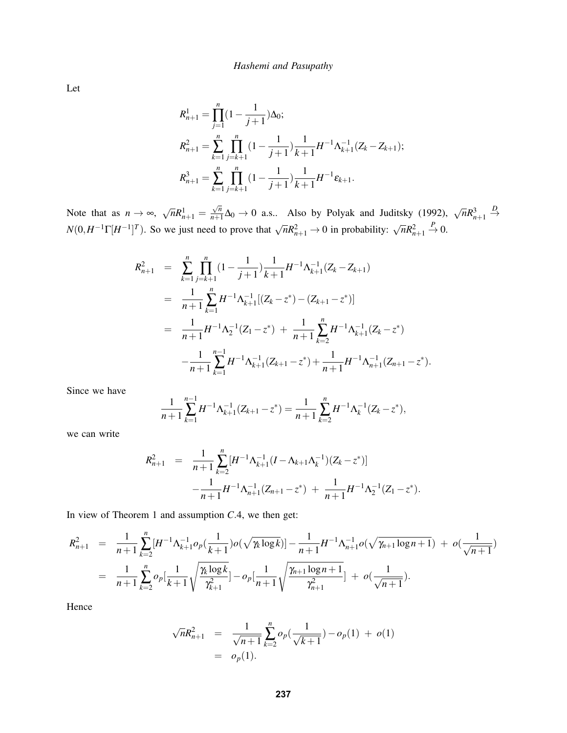Let

$$
R^1_{n+1} = \prod_{j=1}^{n}(1-\frac{1}{j+1})\Delta_0;
$$

$$
R^2_{n+1} = \sum_{k=1}^{n}\prod_{j=k+1}^{n}(1-\frac{1}{j+1})\frac{1}{k+1}H^{-1}\Lambda^{-1}_{k+1}(Z_k - Z_{k+1});
$$

$$
R^3_{n+1} = \sum_{k=1}^{n}\prod_{j=k+1}^{n}(1-\frac{1}{j+1})\frac{1}{k+1}H^{-1}\varepsilon_{k+1}.
$$

Note that as $n \to \infty$, $\sqrt{n}R^1_{n+1} = \frac{\sqrt{n}}{n+1}\Delta_0 \to 0$ a.s.. Also by Polyak and Juditsky (1992), $\sqrt{n}R^3_{n+1} \xrightarrow{D} N(0, H^{-1}\Gamma[H^{-1}]^T)$. So we just need to prove that $\sqrt{n}R^2_{n+1} \to 0$ in probability: $\sqrt{n}R^2_{n+1} \xrightarrow{P} 0$.

$$
\begin{aligned}
R^2_{n+1} &= \sum_{k=1}^{n}\prod_{j=k+1}^{n}(1-\frac{1}{j+1})\frac{1}{k+1}H^{-1}\Lambda^{-1}_{k+1}(Z_k - Z_{k+1}) \\
&= \frac{1}{n+1}\sum_{k=1}^{n}H^{-1}\Lambda^{-1}_{k+1}[(Z_k - z^*) - (Z_{k+1} - z^*)] \\
&= \frac{1}{n+1}H^{-1}\Lambda^{-1}_{2}(Z_1 - z^*) \ + \ \frac{1}{n+1}\sum_{k=2}^{n}H^{-1}\Lambda^{-1}_{k+1}(Z_k - z^*) \\
&\quad -\frac{1}{n+1}\sum_{k=1}^{n-1}H^{-1}\Lambda^{-1}_{k+1}(Z_{k+1} - z^*) + \frac{1}{n+1}H^{-1}\Lambda^{-1}_{n+1}(Z_{n+1} - z^*).
\end{aligned}
$$

Since we have

$$
\frac{1}{n+1}\sum_{k=1}^{n-1}H^{-1}\Lambda^{-1}_{k+1}(Z_{k+1} - z^*) = \frac{1}{n+1}\sum_{k=2}^{n}H^{-1}\Lambda^{-1}_{k}(Z_k - z^*),
$$

we can write

$$
\begin{aligned}
R^2_{n+1} &= \frac{1}{n+1}\sum_{k=2}^{n}[H^{-1}\Lambda^{-1}_{k+1}(I - \Lambda_{k+1}\Lambda^{-1}_{k})(Z_k - z^*)] \\
&\quad -\frac{1}{n+1}H^{-1}\Lambda^{-1}_{n+1}(Z_{n+1} - z^*) \ + \ \frac{1}{n+1}H^{-1}\Lambda^{-1}_{2}(Z_1 - z^*).
\end{aligned}
$$

In view of Theorem 1 and assumption $C.4$, we then get:

$$
\begin{aligned}
R^2_{n+1} &= \frac{1}{n+1}\sum_{k=2}^{n}[H^{-1}\Lambda^{-1}_{k+1}o_p(\frac{1}{k+1})o(\sqrt{\gamma_k \log k})] - \frac{1}{n+1}H^{-1}\Lambda^{-1}_{n+1}o(\sqrt{\gamma_{n+1}\log n+1}) \ + \ o(\frac{1}{\sqrt{n+1}}) \\
&= \frac{1}{n+1}\sum_{k=2}^{n}o_p[\frac{1}{k+1}\sqrt{\frac{\gamma_k \log k}{\gamma^2_{k+1}}}] - o_p[\frac{1}{n+1}\sqrt{\frac{\gamma_{n+1}\log n+1}{\gamma^2_{n+1}}}] \ + \ o(\frac{1}{\sqrt{n+1}}).
\end{aligned}
$$

Hence

$$
\begin{aligned}
\sqrt{n}R^2_{n+1} &= \frac{1}{\sqrt{n+1}}\sum_{k=2}^{n}o_p(\frac{1}{\sqrt{k+1}}) - o_p(1) \ + \ o(1) \\
&= o_p(1).
\end{aligned}
$$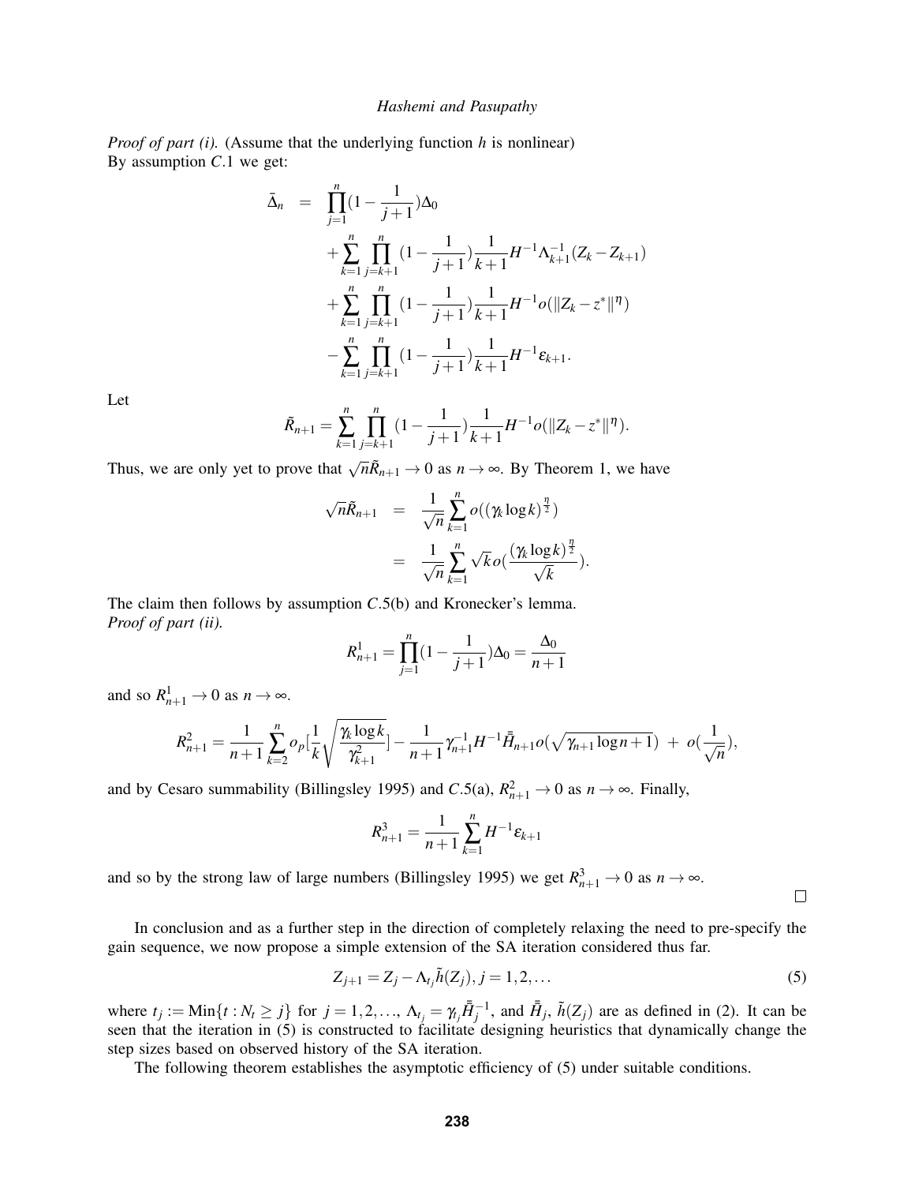*Proof of part (i).* (Assume that the underlying function $h$ is nonlinear)
By assumption $C.1$ we get:

$$
\begin{aligned}
\bar{\Delta}_n &= \prod_{j=1}^{n}(1-\frac{1}{j+1})\Delta_0 \\
&\quad + \sum_{k=1}^{n}\prod_{j=k+1}^{n}(1-\frac{1}{j+1})\frac{1}{k+1}H^{-1}\Lambda_{k+1}^{-1}(Z_k - Z_{k+1}) \\
&\quad + \sum_{k=1}^{n}\prod_{j=k+1}^{n}(1-\frac{1}{j+1})\frac{1}{k+1}H^{-1}o(\|Z_k - z^*\|^{\eta}) \\
&\quad - \sum_{k=1}^{n}\prod_{j=k+1}^{n}(1-\frac{1}{j+1})\frac{1}{k+1}H^{-1}\varepsilon_{k+1}.
\end{aligned}
$$

Let

$$
\tilde{R}_{n+1} = \sum_{k=1}^{n}\prod_{j=k+1}^{n}(1-\frac{1}{j+1})\frac{1}{k+1}H^{-1}o(\|Z_k - z^*\|^{\eta}).
$$

Thus, we are only yet to prove that $\sqrt{n}\tilde{R}_{n+1} \to 0$ as $n \to \infty$. By Theorem 1, we have

$$
\begin{aligned}
\sqrt{n}\tilde{R}_{n+1} &= \frac{1}{\sqrt{n}}\sum_{k=1}^{n} o((\gamma_k \log k)^{\frac{\eta}{2}}) \\
&= \frac{1}{\sqrt{n}}\sum_{k=1}^{n}\sqrt{k}\, o(\frac{(\gamma_k \log k)^{\frac{\eta}{2}}}{\sqrt{k}}).
\end{aligned}
$$

The claim then follows by assumption $C.5$(b) and Kronecker's lemma.
*Proof of part (ii).*

$$
R_{n+1}^1 = \prod_{j=1}^{n}(1-\frac{1}{j+1})\Delta_0 = \frac{\Delta_0}{n+1}
$$

and so $R_{n+1}^1 \to 0$ as $n \to \infty$.

$$
R_{n+1}^2 = \frac{1}{n+1}\sum_{k=2}^{n} o_p[\frac{1}{k}\sqrt{\frac{\gamma_k \log k}{\gamma_{k+1}^2}}] - \frac{1}{n+1}\gamma_{n+1}^{-1}H^{-1}\bar{\bar{H}}_{n+1}o(\sqrt{\gamma_{n+1}\log n+1}) \; + \; o(\frac{1}{\sqrt{n}}),
$$

and by Cesaro summability (Billingsley 1995) and $C.5$(a), $R_{n+1}^2 \to 0$ as $n \to \infty$. Finally,

$$
R_{n+1}^3 = \frac{1}{n+1}\sum_{k=1}^{n} H^{-1}\varepsilon_{k+1}
$$

and so by the strong law of large numbers (Billingsley 1995) we get $R_{n+1}^3 \to 0$ as $n \to \infty$.

□

In conclusion and as a further step in the direction of completely relaxing the need to pre-specify the gain sequence, we now propose a simple extension of the SA iteration considered thus far.

$$
Z_{j+1} = Z_j - \Lambda_{t_j}\tilde{h}(Z_j), j = 1, 2, \ldots \tag{5}
$$

where $t_j := \text{Min}\{t : N_t \geq j\}$ for $j = 1, 2, \ldots$, $\Lambda_{t_j} = \gamma_{t_j}\bar{\bar{H}}_j^{-1}$, and $\bar{\bar{H}}_j$, $\tilde{h}(Z_j)$ are as defined in (2). It can be seen that the iteration in (5) is constructed to facilitate designing heuristics that dynamically change the step sizes based on observed history of the SA iteration.

The following theorem establishes the asymptotic efficiency of (5) under suitable conditions.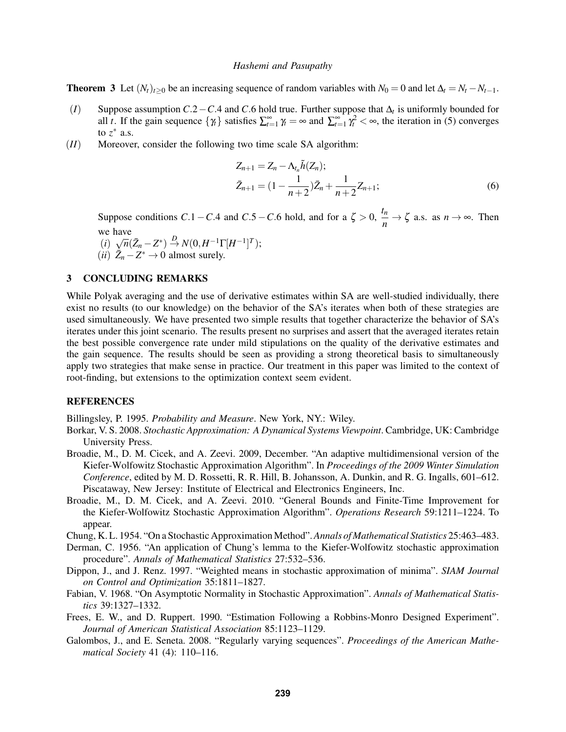**Theorem 3** Let $(N_t)_{t\geq 0}$ be an increasing sequence of random variables with $N_0 = 0$ and let $\Delta_t = N_t - N_{t-1}$.

$(I)$ Suppose assumption $C.2-C.4$ and $C.6$ hold true. Further suppose that $\Delta_t$ is uniformly bounded for all $t$. If the gain sequence $\{\gamma_t\}$ satisfies $\sum_{t=1}^{\infty}\gamma_t = \infty$ and $\sum_{t=1}^{\infty}\gamma_t^2 < \infty$, the iteration in (5) converges to $z^*$ a.s.

$(II)$ Moreover, consider the following two time scale SA algorithm:

$$
\begin{aligned}
Z_{n+1} &= Z_n - \Lambda_{t_n}\tilde{h}(Z_n);\\
\bar{Z}_{n+1} &= (1-\frac{1}{n+2})\bar{Z}_n + \frac{1}{n+2}Z_{n+1};
\end{aligned}
\tag{6}
$$

Suppose conditions $C.1-C.4$ and $C.5-C.6$ hold, and for a $\zeta > 0$, $\frac{t_n}{n} \to \zeta$ a.s. as $n \to \infty$. Then we have

$(i)$ $\sqrt{n}(\bar{Z}_n - Z^*) \xrightarrow{D} N(0, H^{-1}\Gamma[H^{-1}]^T)$;

$(ii)$ $\bar{Z}_n - Z^* \to 0$ almost surely.

## 3 CONCLUDING REMARKS

While Polyak averaging and the use of derivative estimates within SA are well-studied individually, there exist no results (to our knowledge) on the behavior of the SA's iterates when both of these strategies are used simultaneously. We have presented two simple results that together characterize the behavior of SA's iterates under this joint scenario. The results present no surprises and assert that the averaged iterates retain the best possible convergence rate under mild stipulations on the quality of the derivative estimates and the gain sequence. The results should be seen as providing a strong theoretical basis to simultaneously apply two strategies that make sense in practice. Our treatment in this paper was limited to the context of root-finding, but extensions to the optimization context seem evident.

## REFERENCES

Billingsley, P. 1995. *Probability and Measure*. New York, NY.: Wiley.

Borkar, V. S. 2008. *Stochastic Approximation: A Dynamical Systems Viewpoint*. Cambridge, UK: Cambridge University Press.

Broadie, M., D. M. Cicek, and A. Zeevi. 2009, December. "An adaptive multidimensional version of the Kiefer-Wolfowitz Stochastic Approximation Algorithm". In *Proceedings of the 2009 Winter Simulation Conference*, edited by M. D. Rossetti, R. R. Hill, B. Johansson, A. Dunkin, and R. G. Ingalls, 601–612. Piscataway, New Jersey: Institute of Electrical and Electronics Engineers, Inc.

Broadie, M., D. M. Cicek, and A. Zeevi. 2010. "General Bounds and Finite-Time Improvement for the Kiefer-Wolfowitz Stochastic Approximation Algorithm". *Operations Research* 59:1211–1224. To appear.

Chung, K. L. 1954. "On a Stochastic Approximation Method". *Annals of Mathematical Statistics* 25:463–483.

Derman, C. 1956. "An application of Chung's lemma to the Kiefer-Wolfowitz stochastic approximation procedure". *Annals of Mathematical Statistics* 27:532–536.

Dippon, J., and J. Renz. 1997. "Weighted means in stochastic approximation of minima". *SIAM Journal on Control and Optimization* 35:1811–1827.

Fabian, V. 1968. "On Asymptotic Normality in Stochastic Approximation". *Annals of Mathematical Statistics* 39:1327–1332.

Frees, E. W., and D. Ruppert. 1990. "Estimation Following a Robbins-Monro Designed Experiment". *Journal of American Statistical Association* 85:1123–1129.

Galombos, J., and E. Seneta. 2008. "Regularly varying sequences". *Proceedings of the American Mathematical Society* 41 (4): 110–116.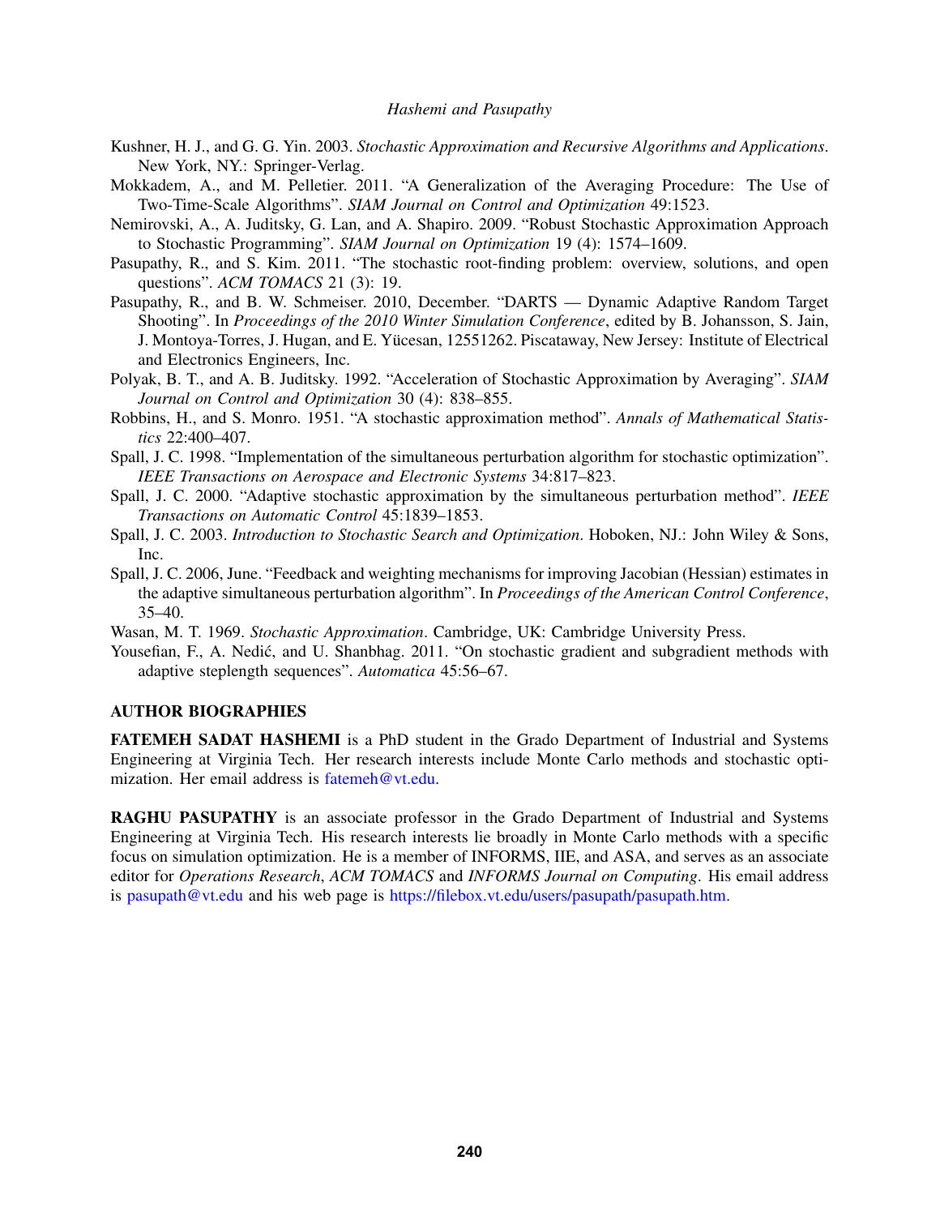Kushner, H. J., and G. G. Yin. 2003. *Stochastic Approximation and Recursive Algorithms and Applications*. New York, NY.: Springer-Verlag.

Mokkadem, A., and M. Pelletier. 2011. "A Generalization of the Averaging Procedure: The Use of Two-Time-Scale Algorithms". *SIAM Journal on Control and Optimization* 49:1523.

Nemirovski, A., A. Juditsky, G. Lan, and A. Shapiro. 2009. "Robust Stochastic Approximation Approach to Stochastic Programming". *SIAM Journal on Optimization* 19 (4): 1574–1609.

Pasupathy, R., and S. Kim. 2011. "The stochastic root-finding problem: overview, solutions, and open questions". *ACM TOMACS* 21 (3): 19.

Pasupathy, R., and B. W. Schmeiser. 2010, December. "DARTS — Dynamic Adaptive Random Target Shooting". In *Proceedings of the 2010 Winter Simulation Conference*, edited by B. Johansson, S. Jain, J. Montoya-Torres, J. Hugan, and E. Yücesan, 12551262. Piscataway, New Jersey: Institute of Electrical and Electronics Engineers, Inc.

Polyak, B. T., and A. B. Juditsky. 1992. "Acceleration of Stochastic Approximation by Averaging". *SIAM Journal on Control and Optimization* 30 (4): 838–855.

Robbins, H., and S. Monro. 1951. "A stochastic approximation method". *Annals of Mathematical Statistics* 22:400–407.

Spall, J. C. 1998. "Implementation of the simultaneous perturbation algorithm for stochastic optimization". *IEEE Transactions on Aerospace and Electronic Systems* 34:817–823.

Spall, J. C. 2000. "Adaptive stochastic approximation by the simultaneous perturbation method". *IEEE Transactions on Automatic Control* 45:1839–1853.

Spall, J. C. 2003. *Introduction to Stochastic Search and Optimization*. Hoboken, NJ.: John Wiley & Sons, Inc.

Spall, J. C. 2006, June. "Feedback and weighting mechanisms for improving Jacobian (Hessian) estimates in the adaptive simultaneous perturbation algorithm". In *Proceedings of the American Control Conference*, 35–40.

Wasan, M. T. 1969. *Stochastic Approximation*. Cambridge, UK: Cambridge University Press.

Yousefian, F., A. Nedić, and U. Shanbhag. 2011. "On stochastic gradient and subgradient methods with adaptive steplength sequences". *Automatica* 45:56–67.

## AUTHOR BIOGRAPHIES

**FATEMEH SADAT HASHEMI** is a PhD student in the Grado Department of Industrial and Systems Engineering at Virginia Tech. Her research interests include Monte Carlo methods and stochastic optimization. Her email address is fatemeh@vt.edu.

**RAGHU PASUPATHY** is an associate professor in the Grado Department of Industrial and Systems Engineering at Virginia Tech. His research interests lie broadly in Monte Carlo methods with a specific focus on simulation optimization. He is a member of INFORMS, IIE, and ASA, and serves as an associate editor for *Operations Research*, *ACM TOMACS* and *INFORMS Journal on Computing*. His email address is pasupath@vt.edu and his web page is https://filebox.vt.edu/users/pasupath/pasupath.htm.